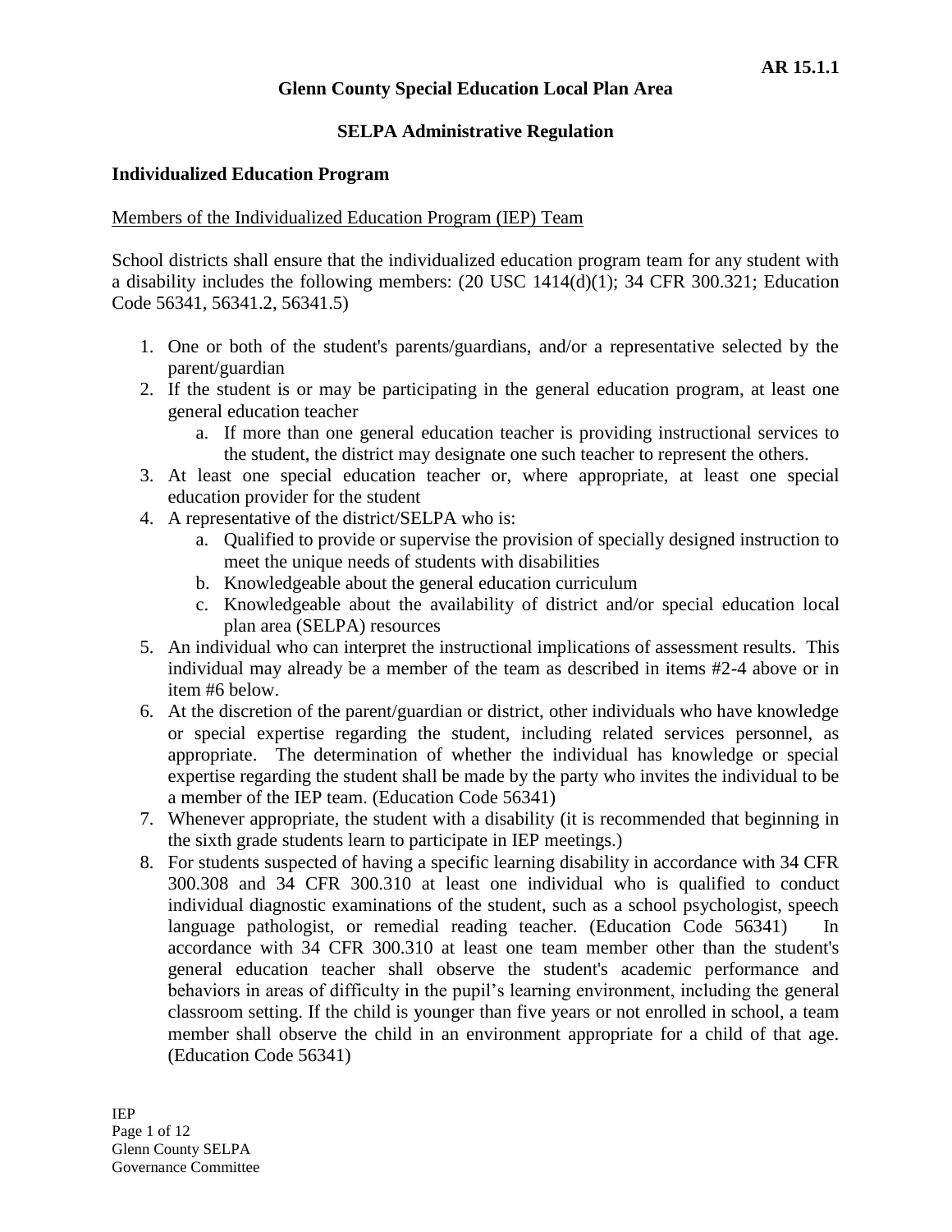AR 15.1.1

# Glenn County Special Education Local Plan Area

## SELPA Administrative Regulation

### Individualized Education Program

Members of the Individualized Education Program (IEP) Team

School districts shall ensure that the individualized education program team for any student with a disability includes the following members: (20 USC 1414(d)(1); 34 CFR 300.321; Education Code 56341, 56341.2, 56341.5)

1. One or both of the student's parents/guardians, and/or a representative selected by the parent/guardian
2. If the student is or may be participating in the general education program, at least one general education teacher
   a. If more than one general education teacher is providing instructional services to the student, the district may designate one such teacher to represent the others.
3. At least one special education teacher or, where appropriate, at least one special education provider for the student
4. A representative of the district/SELPA who is:
   a. Qualified to provide or supervise the provision of specially designed instruction to meet the unique needs of students with disabilities
   b. Knowledgeable about the general education curriculum
   c. Knowledgeable about the availability of district and/or special education local plan area (SELPA) resources
5. An individual who can interpret the instructional implications of assessment results. This individual may already be a member of the team as described in items #2-4 above or in item #6 below.
6. At the discretion of the parent/guardian or district, other individuals who have knowledge or special expertise regarding the student, including related services personnel, as appropriate. The determination of whether the individual has knowledge or special expertise regarding the student shall be made by the party who invites the individual to be a member of the IEP team. (Education Code 56341)
7. Whenever appropriate, the student with a disability (it is recommended that beginning in the sixth grade students learn to participate in IEP meetings.)
8. For students suspected of having a specific learning disability in accordance with 34 CFR 300.308 and 34 CFR 300.310 at least one individual who is qualified to conduct individual diagnostic examinations of the student, such as a school psychologist, speech language pathologist, or remedial reading teacher. (Education Code 56341) In accordance with 34 CFR 300.310 at least one team member other than the student's general education teacher shall observe the student's academic performance and behaviors in areas of difficulty in the pupil's learning environment, including the general classroom setting. If the child is younger than five years or not enrolled in school, a team member shall observe the child in an environment appropriate for a child of that age. (Education Code 56341)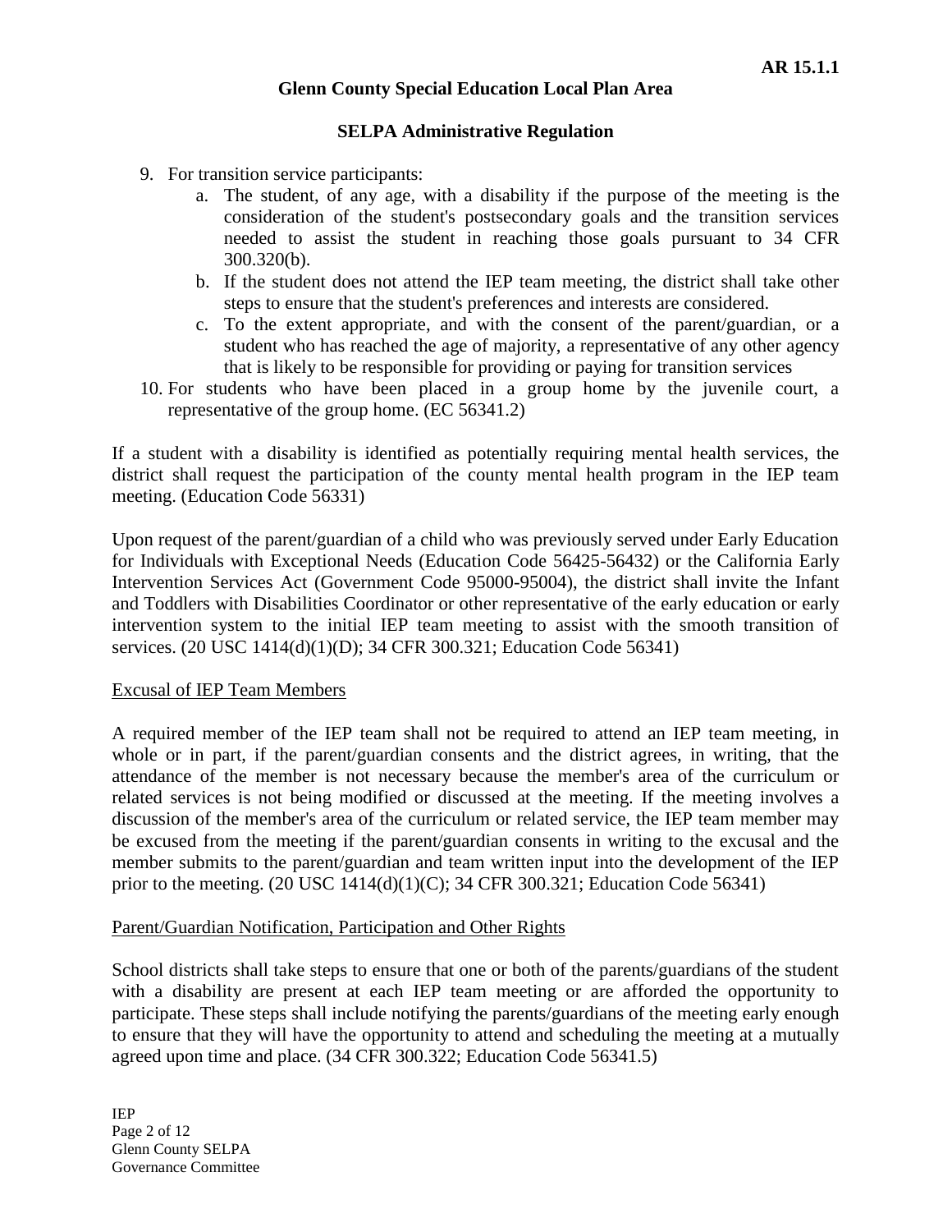9. For transition service participants:
    a. The student, of any age, with a disability if the purpose of the meeting is the consideration of the student's postsecondary goals and the transition services needed to assist the student in reaching those goals pursuant to 34 CFR 300.320(b).
    b. If the student does not attend the IEP team meeting, the district shall take other steps to ensure that the student's preferences and interests are considered.
    c. To the extent appropriate, and with the consent of the parent/guardian, or a student who has reached the age of majority, a representative of any other agency that is likely to be responsible for providing or paying for transition services
10. For students who have been placed in a group home by the juvenile court, a representative of the group home. (EC 56341.2)

If a student with a disability is identified as potentially requiring mental health services, the district shall request the participation of the county mental health program in the IEP team meeting. (Education Code 56331)

Upon request of the parent/guardian of a child who was previously served under Early Education for Individuals with Exceptional Needs (Education Code 56425-56432) or the California Early Intervention Services Act (Government Code 95000-95004), the district shall invite the Infant and Toddlers with Disabilities Coordinator or other representative of the early education or early intervention system to the initial IEP team meeting to assist with the smooth transition of services. (20 USC 1414(d)(1)(D); 34 CFR 300.321; Education Code 56341)

## Excusal of IEP Team Members

A required member of the IEP team shall not be required to attend an IEP team meeting, in whole or in part, if the parent/guardian consents and the district agrees, in writing, that the attendance of the member is not necessary because the member's area of the curriculum or related services is not being modified or discussed at the meeting. If the meeting involves a discussion of the member's area of the curriculum or related service, the IEP team member may be excused from the meeting if the parent/guardian consents in writing to the excusal and the member submits to the parent/guardian and team written input into the development of the IEP prior to the meeting. (20 USC 1414(d)(1)(C); 34 CFR 300.321; Education Code 56341)

## Parent/Guardian Notification, Participation and Other Rights

School districts shall take steps to ensure that one or both of the parents/guardians of the student with a disability are present at each IEP team meeting or are afforded the opportunity to participate. These steps shall include notifying the parents/guardians of the meeting early enough to ensure that they will have the opportunity to attend and scheduling the meeting at a mutually agreed upon time and place. (34 CFR 300.322; Education Code 56341.5)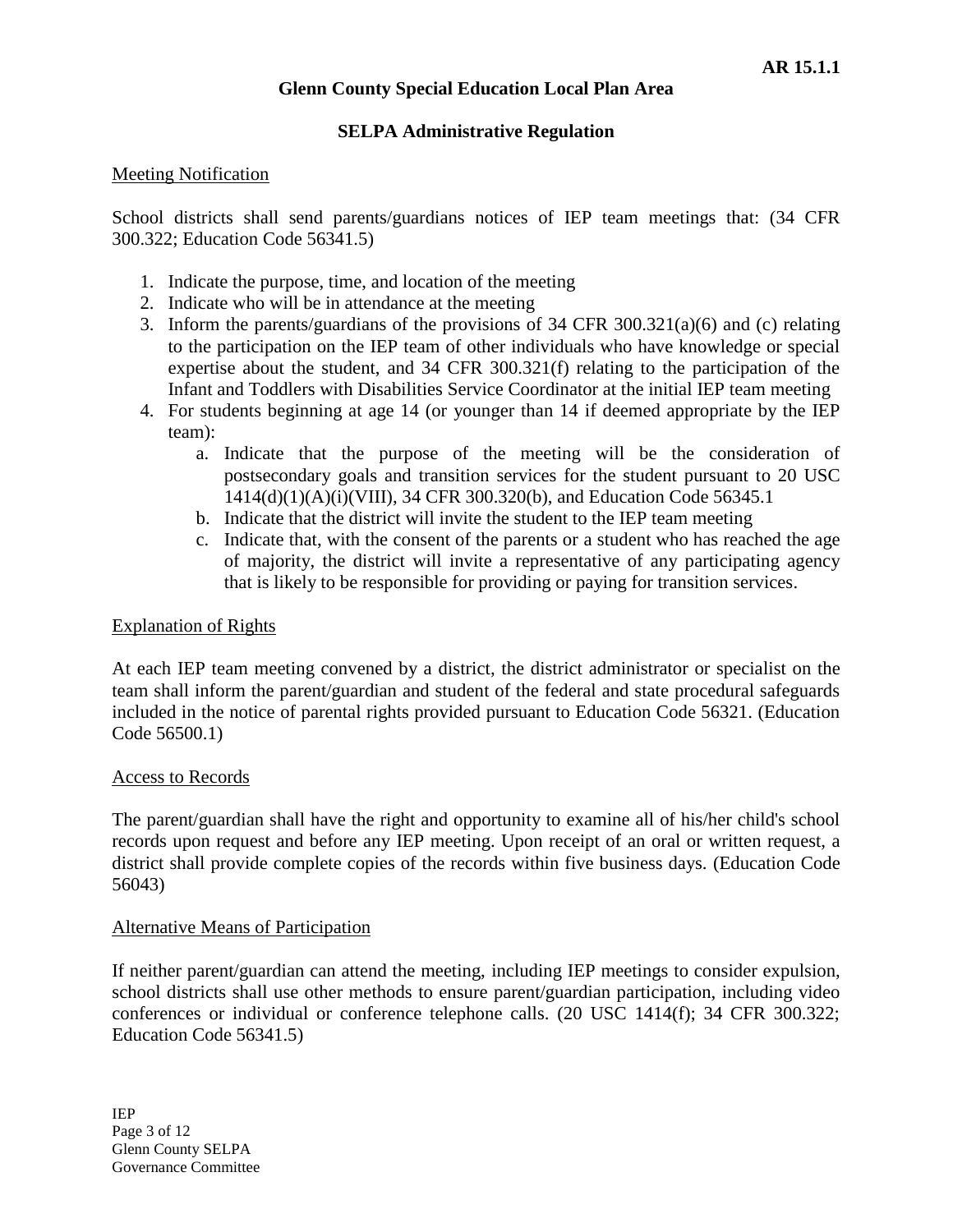Meeting Notification

School districts shall send parents/guardians notices of IEP team meetings that: (34 CFR 300.322; Education Code 56341.5)

1. Indicate the purpose, time, and location of the meeting
2. Indicate who will be in attendance at the meeting
3. Inform the parents/guardians of the provisions of 34 CFR 300.321(a)(6) and (c) relating to the participation on the IEP team of other individuals who have knowledge or special expertise about the student, and 34 CFR 300.321(f) relating to the participation of the Infant and Toddlers with Disabilities Service Coordinator at the initial IEP team meeting
4. For students beginning at age 14 (or younger than 14 if deemed appropriate by the IEP team):
   a. Indicate that the purpose of the meeting will be the consideration of postsecondary goals and transition services for the student pursuant to 20 USC 1414(d)(1)(A)(i)(VIII), 34 CFR 300.320(b), and Education Code 56345.1
   b. Indicate that the district will invite the student to the IEP team meeting
   c. Indicate that, with the consent of the parents or a student who has reached the age of majority, the district will invite a representative of any participating agency that is likely to be responsible for providing or paying for transition services.

Explanation of Rights

At each IEP team meeting convened by a district, the district administrator or specialist on the team shall inform the parent/guardian and student of the federal and state procedural safeguards included in the notice of parental rights provided pursuant to Education Code 56321. (Education Code 56500.1)

Access to Records

The parent/guardian shall have the right and opportunity to examine all of his/her child's school records upon request and before any IEP meeting. Upon receipt of an oral or written request, a district shall provide complete copies of the records within five business days. (Education Code 56043)

Alternative Means of Participation

If neither parent/guardian can attend the meeting, including IEP meetings to consider expulsion, school districts shall use other methods to ensure parent/guardian participation, including video conferences or individual or conference telephone calls. (20 USC 1414(f); 34 CFR 300.322; Education Code 56341.5)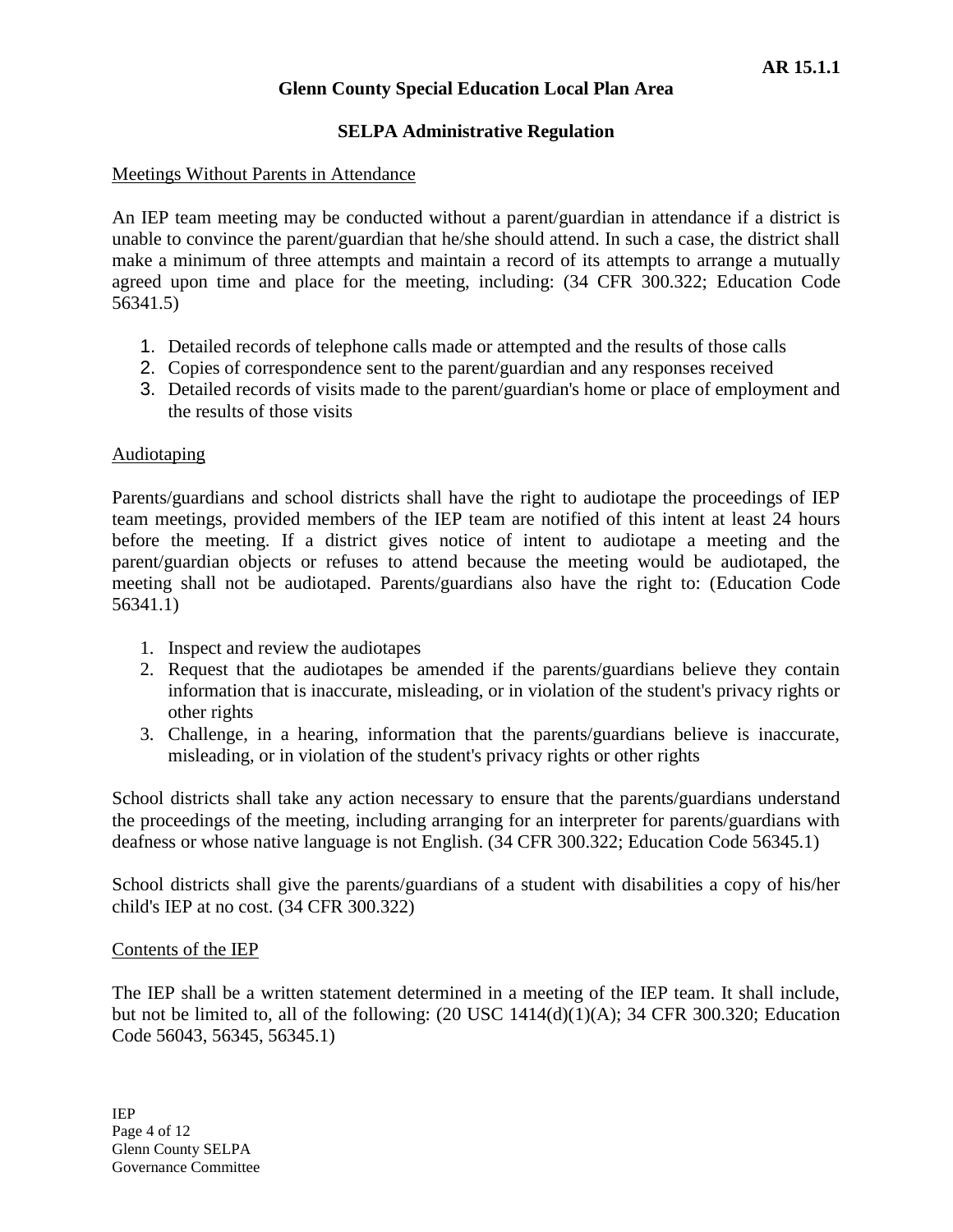## Meetings Without Parents in Attendance

An IEP team meeting may be conducted without a parent/guardian in attendance if a district is unable to convince the parent/guardian that he/she should attend. In such a case, the district shall make a minimum of three attempts and maintain a record of its attempts to arrange a mutually agreed upon time and place for the meeting, including: (34 CFR 300.322; Education Code 56341.5)

1. Detailed records of telephone calls made or attempted and the results of those calls
2. Copies of correspondence sent to the parent/guardian and any responses received
3. Detailed records of visits made to the parent/guardian's home or place of employment and the results of those visits

## Audiotaping

Parents/guardians and school districts shall have the right to audiotape the proceedings of IEP team meetings, provided members of the IEP team are notified of this intent at least 24 hours before the meeting. If a district gives notice of intent to audiotape a meeting and the parent/guardian objects or refuses to attend because the meeting would be audiotaped, the meeting shall not be audiotaped. Parents/guardians also have the right to: (Education Code 56341.1)

1. Inspect and review the audiotapes
2. Request that the audiotapes be amended if the parents/guardians believe they contain information that is inaccurate, misleading, or in violation of the student's privacy rights or other rights
3. Challenge, in a hearing, information that the parents/guardians believe is inaccurate, misleading, or in violation of the student's privacy rights or other rights

School districts shall take any action necessary to ensure that the parents/guardians understand the proceedings of the meeting, including arranging for an interpreter for parents/guardians with deafness or whose native language is not English. (34 CFR 300.322; Education Code 56345.1)

School districts shall give the parents/guardians of a student with disabilities a copy of his/her child's IEP at no cost. (34 CFR 300.322)

## Contents of the IEP

The IEP shall be a written statement determined in a meeting of the IEP team. It shall include, but not be limited to, all of the following: (20 USC 1414(d)(1)(A); 34 CFR 300.320; Education Code 56043, 56345, 56345.1)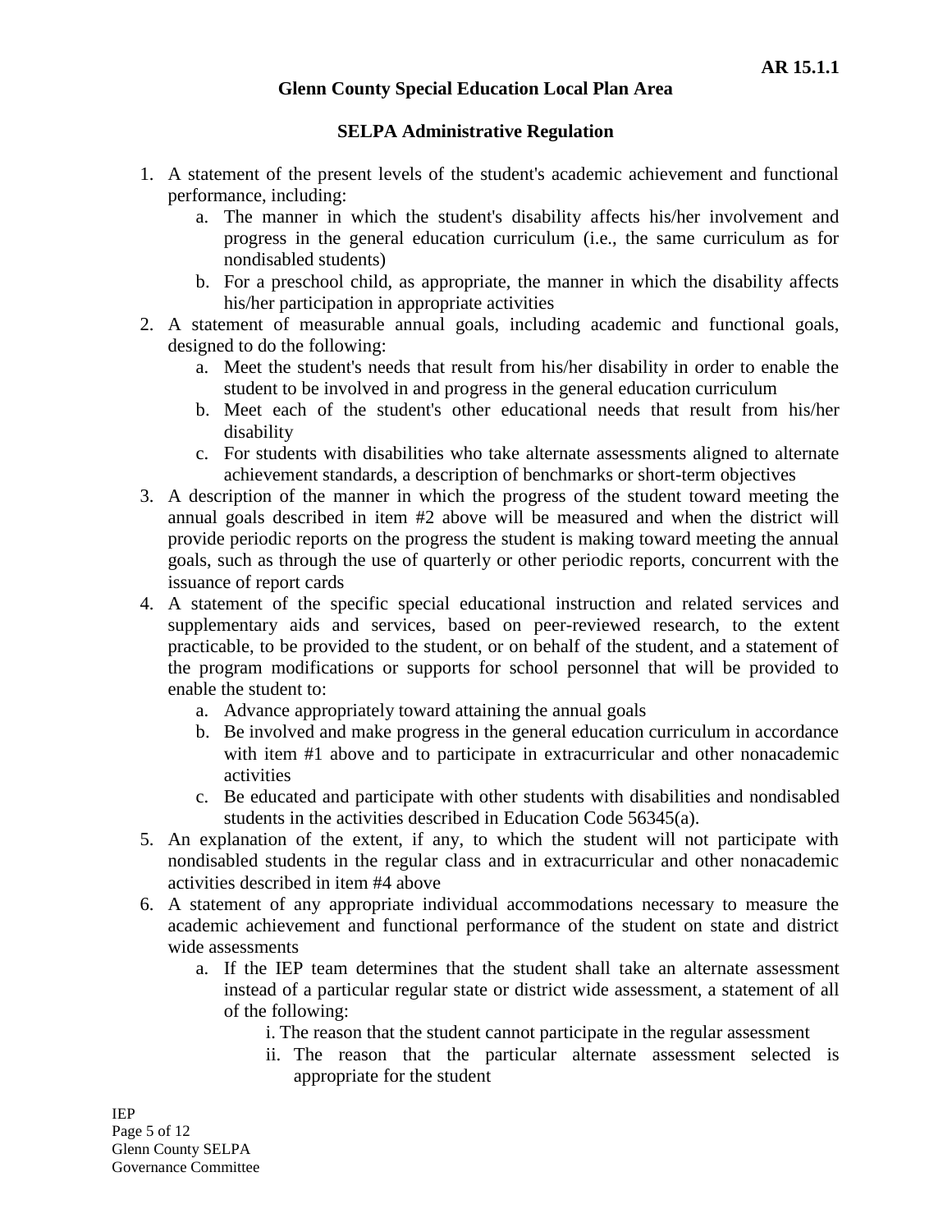1. A statement of the present levels of the student's academic achievement and functional performance, including:
    a. The manner in which the student's disability affects his/her involvement and progress in the general education curriculum (i.e., the same curriculum as for nondisabled students)
    b. For a preschool child, as appropriate, the manner in which the disability affects his/her participation in appropriate activities
2. A statement of measurable annual goals, including academic and functional goals, designed to do the following:
    a. Meet the student's needs that result from his/her disability in order to enable the student to be involved in and progress in the general education curriculum
    b. Meet each of the student's other educational needs that result from his/her disability
    c. For students with disabilities who take alternate assessments aligned to alternate achievement standards, a description of benchmarks or short-term objectives
3. A description of the manner in which the progress of the student toward meeting the annual goals described in item #2 above will be measured and when the district will provide periodic reports on the progress the student is making toward meeting the annual goals, such as through the use of quarterly or other periodic reports, concurrent with the issuance of report cards
4. A statement of the specific special educational instruction and related services and supplementary aids and services, based on peer-reviewed research, to the extent practicable, to be provided to the student, or on behalf of the student, and a statement of the program modifications or supports for school personnel that will be provided to enable the student to:
    a. Advance appropriately toward attaining the annual goals
    b. Be involved and make progress in the general education curriculum in accordance with item #1 above and to participate in extracurricular and other nonacademic activities
    c. Be educated and participate with other students with disabilities and nondisabled students in the activities described in Education Code 56345(a).
5. An explanation of the extent, if any, to which the student will not participate with nondisabled students in the regular class and in extracurricular and other nonacademic activities described in item #4 above
6. A statement of any appropriate individual accommodations necessary to measure the academic achievement and functional performance of the student on state and district wide assessments
    a. If the IEP team determines that the student shall take an alternate assessment instead of a particular regular state or district wide assessment, a statement of all of the following:
        i. The reason that the student cannot participate in the regular assessment
        ii. The reason that the particular alternate assessment selected is appropriate for the student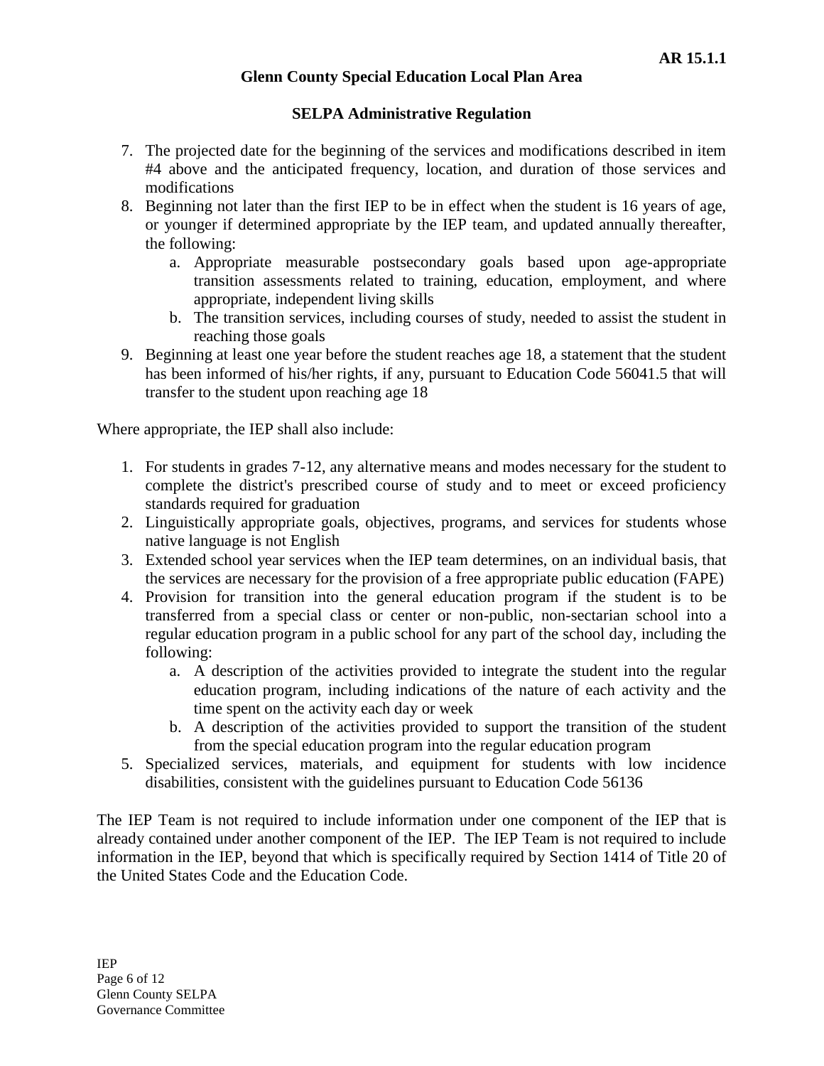7. The projected date for the beginning of the services and modifications described in item #4 above and the anticipated frequency, location, and duration of those services and modifications
8. Beginning not later than the first IEP to be in effect when the student is 16 years of age, or younger if determined appropriate by the IEP team, and updated annually thereafter, the following:
    a. Appropriate measurable postsecondary goals based upon age-appropriate transition assessments related to training, education, employment, and where appropriate, independent living skills
    b. The transition services, including courses of study, needed to assist the student in reaching those goals
9. Beginning at least one year before the student reaches age 18, a statement that the student has been informed of his/her rights, if any, pursuant to Education Code 56041.5 that will transfer to the student upon reaching age 18

Where appropriate, the IEP shall also include:

1. For students in grades 7-12, any alternative means and modes necessary for the student to complete the district's prescribed course of study and to meet or exceed proficiency standards required for graduation
2. Linguistically appropriate goals, objectives, programs, and services for students whose native language is not English
3. Extended school year services when the IEP team determines, on an individual basis, that the services are necessary for the provision of a free appropriate public education (FAPE)
4. Provision for transition into the general education program if the student is to be transferred from a special class or center or non-public, non-sectarian school into a regular education program in a public school for any part of the school day, including the following:
    a. A description of the activities provided to integrate the student into the regular education program, including indications of the nature of each activity and the time spent on the activity each day or week
    b. A description of the activities provided to support the transition of the student from the special education program into the regular education program
5. Specialized services, materials, and equipment for students with low incidence disabilities, consistent with the guidelines pursuant to Education Code 56136

The IEP Team is not required to include information under one component of the IEP that is already contained under another component of the IEP. The IEP Team is not required to include information in the IEP, beyond that which is specifically required by Section 1414 of Title 20 of the United States Code and the Education Code.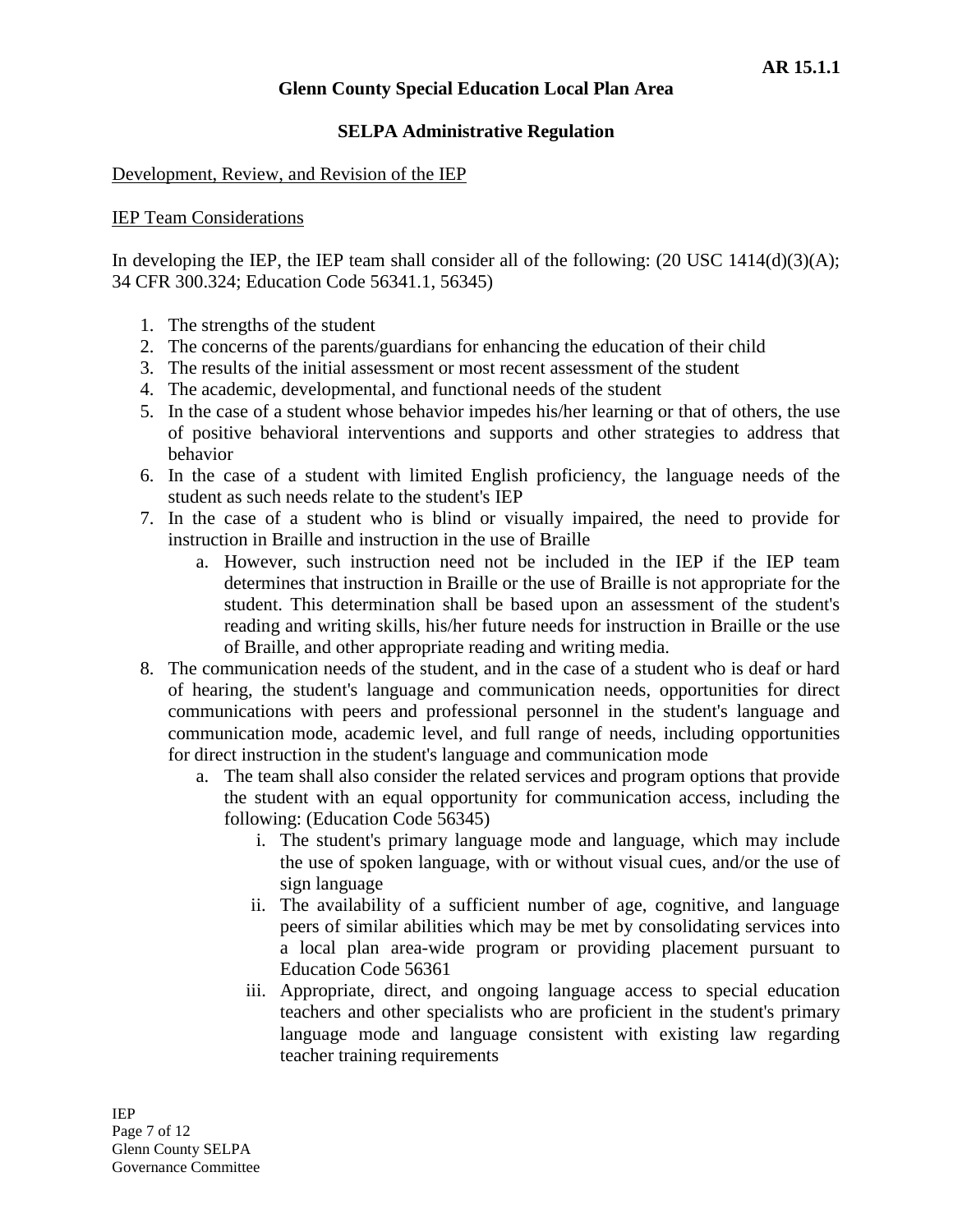**Glenn County Special Education Local Plan Area**

**SELPA Administrative Regulation**

Development, Review, and Revision of the IEP

IEP Team Considerations

In developing the IEP, the IEP team shall consider all of the following: (20 USC 1414(d)(3)(A); 34 CFR 300.324; Education Code 56341.1, 56345)

1. The strengths of the student
2. The concerns of the parents/guardians for enhancing the education of their child
3. The results of the initial assessment or most recent assessment of the student
4. The academic, developmental, and functional needs of the student
5. In the case of a student whose behavior impedes his/her learning or that of others, the use of positive behavioral interventions and supports and other strategies to address that behavior
6. In the case of a student with limited English proficiency, the language needs of the student as such needs relate to the student's IEP
7. In the case of a student who is blind or visually impaired, the need to provide for instruction in Braille and instruction in the use of Braille
    a. However, such instruction need not be included in the IEP if the IEP team determines that instruction in Braille or the use of Braille is not appropriate for the student. This determination shall be based upon an assessment of the student's reading and writing skills, his/her future needs for instruction in Braille or the use of Braille, and other appropriate reading and writing media.
8. The communication needs of the student, and in the case of a student who is deaf or hard of hearing, the student's language and communication needs, opportunities for direct communications with peers and professional personnel in the student's language and communication mode, academic level, and full range of needs, including opportunities for direct instruction in the student's language and communication mode
    a. The team shall also consider the related services and program options that provide the student with an equal opportunity for communication access, including the following: (Education Code 56345)
        i. The student's primary language mode and language, which may include the use of spoken language, with or without visual cues, and/or the use of sign language
        ii. The availability of a sufficient number of age, cognitive, and language peers of similar abilities which may be met by consolidating services into a local plan area-wide program or providing placement pursuant to Education Code 56361
        iii. Appropriate, direct, and ongoing language access to special education teachers and other specialists who are proficient in the student's primary language mode and language consistent with existing law regarding teacher training requirements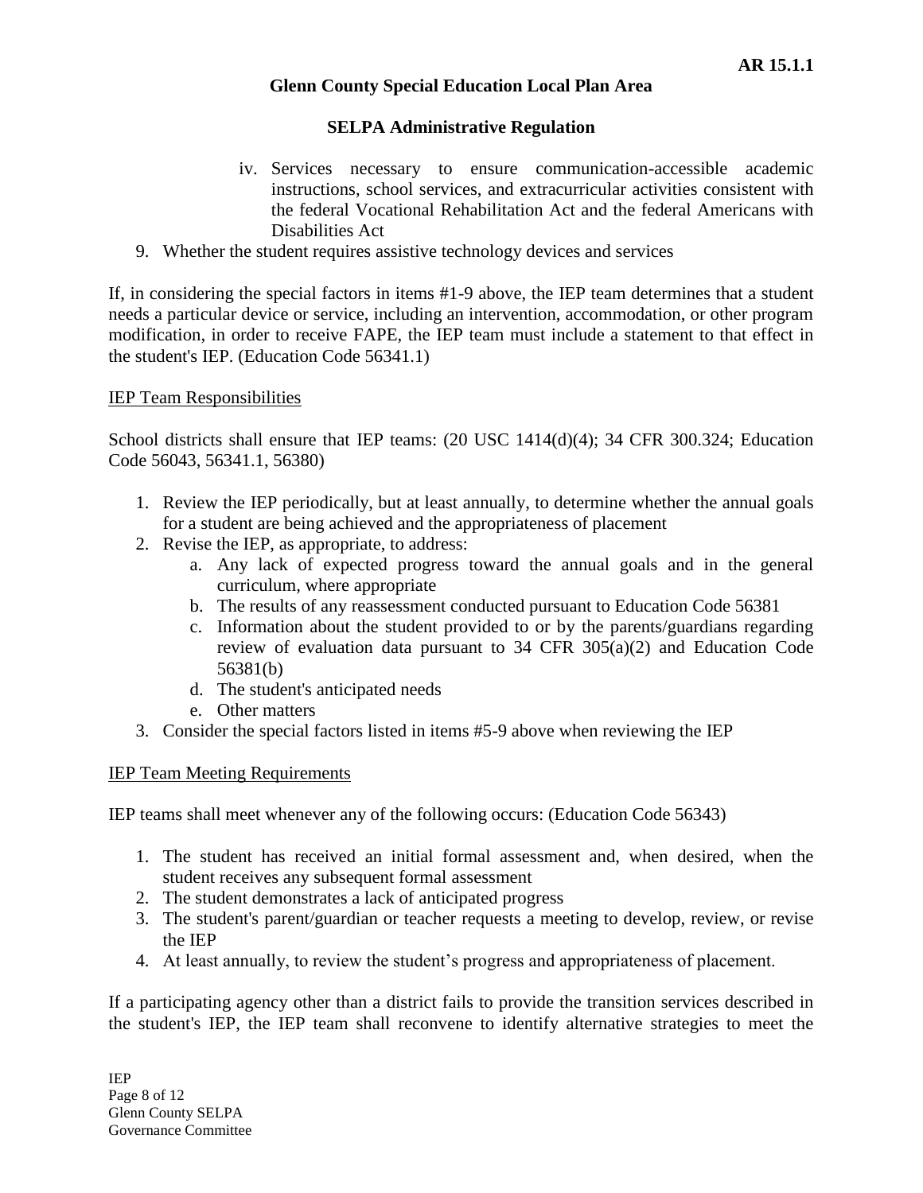iv. Services necessary to ensure communication-accessible academic instructions, school services, and extracurricular activities consistent with the federal Vocational Rehabilitation Act and the federal Americans with Disabilities Act

9. Whether the student requires assistive technology devices and services

If, in considering the special factors in items #1-9 above, the IEP team determines that a student needs a particular device or service, including an intervention, accommodation, or other program modification, in order to receive FAPE, the IEP team must include a statement to that effect in the student's IEP. (Education Code 56341.1)

<u>IEP Team Responsibilities</u>

School districts shall ensure that IEP teams: (20 USC 1414(d)(4); 34 CFR 300.324; Education Code 56043, 56341.1, 56380)

1. Review the IEP periodically, but at least annually, to determine whether the annual goals for a student are being achieved and the appropriateness of placement
2. Revise the IEP, as appropriate, to address:
    a. Any lack of expected progress toward the annual goals and in the general curriculum, where appropriate
    b. The results of any reassessment conducted pursuant to Education Code 56381
    c. Information about the student provided to or by the parents/guardians regarding review of evaluation data pursuant to 34 CFR 305(a)(2) and Education Code 56381(b)
    d. The student's anticipated needs
    e. Other matters
3. Consider the special factors listed in items #5-9 above when reviewing the IEP

<u>IEP Team Meeting Requirements</u>

IEP teams shall meet whenever any of the following occurs: (Education Code 56343)

1. The student has received an initial formal assessment and, when desired, when the student receives any subsequent formal assessment
2. The student demonstrates a lack of anticipated progress
3. The student's parent/guardian or teacher requests a meeting to develop, review, or revise the IEP
4. At least annually, to review the student's progress and appropriateness of placement.

If a participating agency other than a district fails to provide the transition services described in the student's IEP, the IEP team shall reconvene to identify alternative strategies to meet the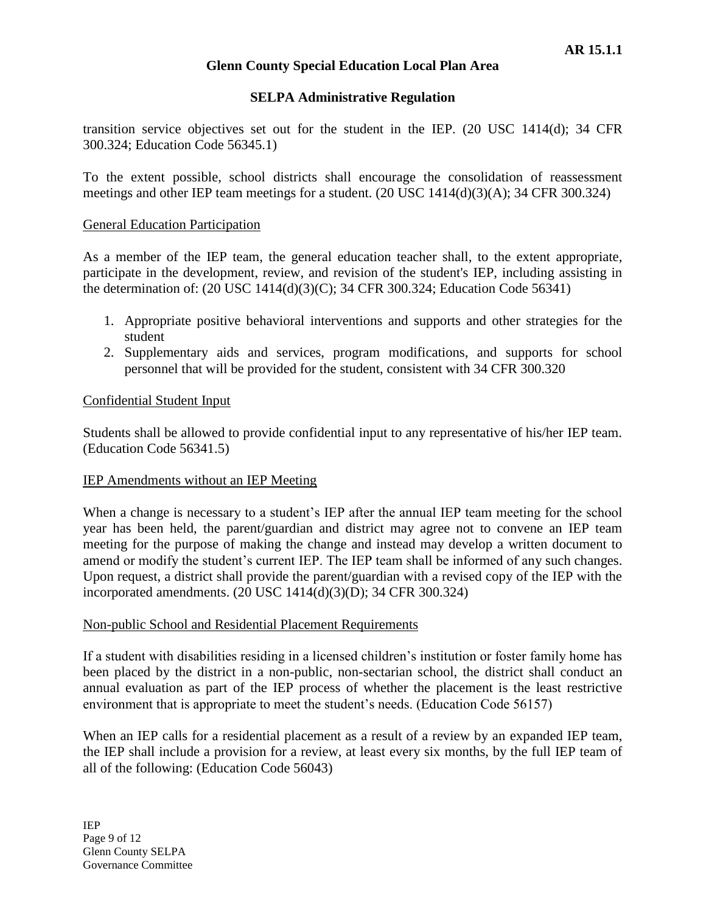transition service objectives set out for the student in the IEP. (20 USC 1414(d); 34 CFR 300.324; Education Code 56345.1)

To the extent possible, school districts shall encourage the consolidation of reassessment meetings and other IEP team meetings for a student. (20 USC 1414(d)(3)(A); 34 CFR 300.324)

<u>General Education Participation</u>

As a member of the IEP team, the general education teacher shall, to the extent appropriate, participate in the development, review, and revision of the student's IEP, including assisting in the determination of: (20 USC 1414(d)(3)(C); 34 CFR 300.324; Education Code 56341)

1. Appropriate positive behavioral interventions and supports and other strategies for the student
2. Supplementary aids and services, program modifications, and supports for school personnel that will be provided for the student, consistent with 34 CFR 300.320

<u>Confidential Student Input</u>

Students shall be allowed to provide confidential input to any representative of his/her IEP team. (Education Code 56341.5)

<u>IEP Amendments without an IEP Meeting</u>

When a change is necessary to a student's IEP after the annual IEP team meeting for the school year has been held, the parent/guardian and district may agree not to convene an IEP team meeting for the purpose of making the change and instead may develop a written document to amend or modify the student's current IEP. The IEP team shall be informed of any such changes. Upon request, a district shall provide the parent/guardian with a revised copy of the IEP with the incorporated amendments. (20 USC 1414(d)(3)(D); 34 CFR 300.324)

<u>Non-public School and Residential Placement Requirements</u>

If a student with disabilities residing in a licensed children's institution or foster family home has been placed by the district in a non-public, non-sectarian school, the district shall conduct an annual evaluation as part of the IEP process of whether the placement is the least restrictive environment that is appropriate to meet the student's needs. (Education Code 56157)

When an IEP calls for a residential placement as a result of a review by an expanded IEP team, the IEP shall include a provision for a review, at least every six months, by the full IEP team of all of the following: (Education Code 56043)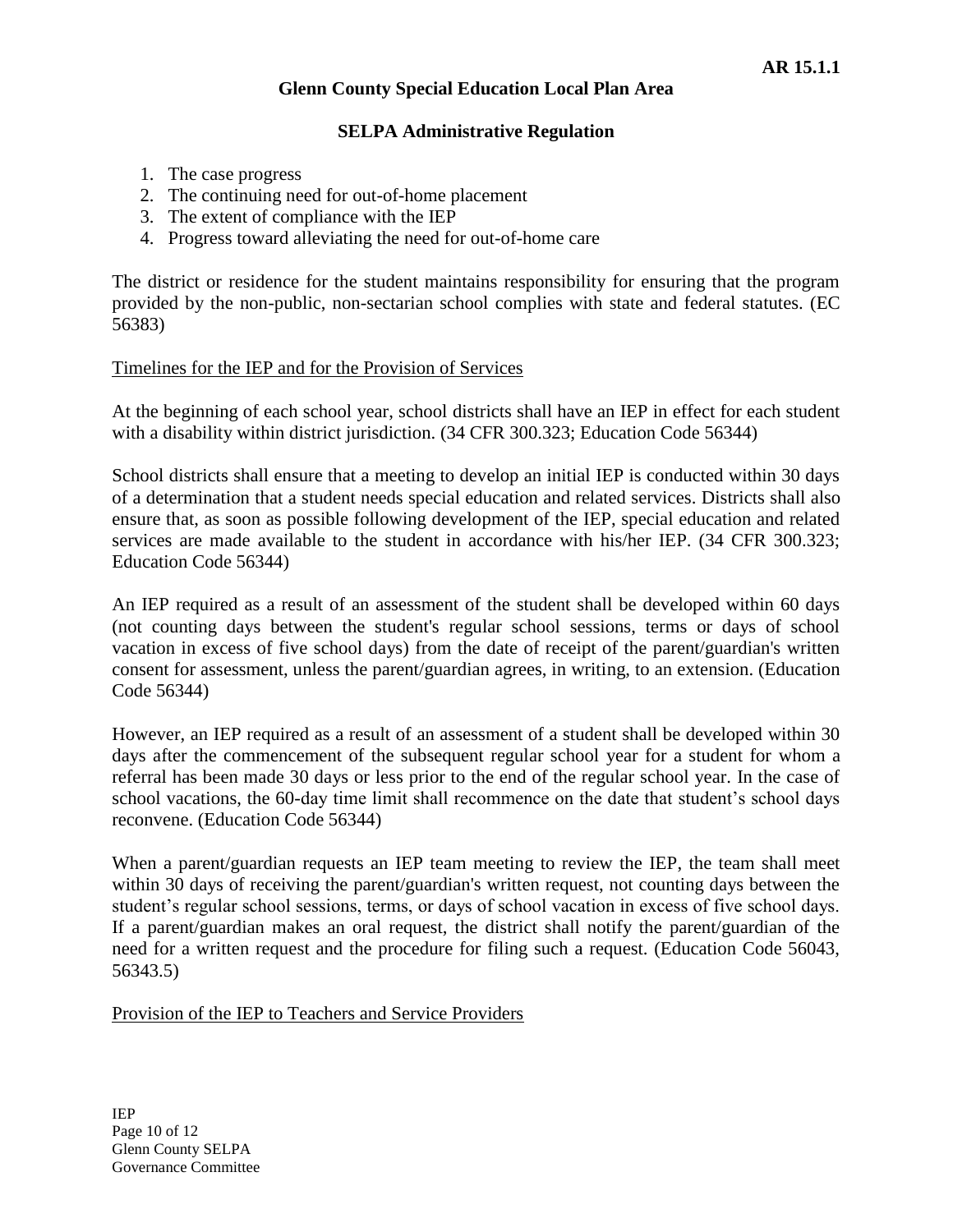1. The case progress
2. The continuing need for out-of-home placement
3. The extent of compliance with the IEP
4. Progress toward alleviating the need for out-of-home care

The district or residence for the student maintains responsibility for ensuring that the program provided by the non-public, non-sectarian school complies with state and federal statutes. (EC 56383)

Timelines for the IEP and for the Provision of Services

At the beginning of each school year, school districts shall have an IEP in effect for each student with a disability within district jurisdiction. (34 CFR 300.323; Education Code 56344)

School districts shall ensure that a meeting to develop an initial IEP is conducted within 30 days of a determination that a student needs special education and related services. Districts shall also ensure that, as soon as possible following development of the IEP, special education and related services are made available to the student in accordance with his/her IEP. (34 CFR 300.323; Education Code 56344)

An IEP required as a result of an assessment of the student shall be developed within 60 days (not counting days between the student's regular school sessions, terms or days of school vacation in excess of five school days) from the date of receipt of the parent/guardian's written consent for assessment, unless the parent/guardian agrees, in writing, to an extension. (Education Code 56344)

However, an IEP required as a result of an assessment of a student shall be developed within 30 days after the commencement of the subsequent regular school year for a student for whom a referral has been made 30 days or less prior to the end of the regular school year. In the case of school vacations, the 60-day time limit shall recommence on the date that student's school days reconvene. (Education Code 56344)

When a parent/guardian requests an IEP team meeting to review the IEP, the team shall meet within 30 days of receiving the parent/guardian's written request, not counting days between the student's regular school sessions, terms, or days of school vacation in excess of five school days. If a parent/guardian makes an oral request, the district shall notify the parent/guardian of the need for a written request and the procedure for filing such a request. (Education Code 56043, 56343.5)

Provision of the IEP to Teachers and Service Providers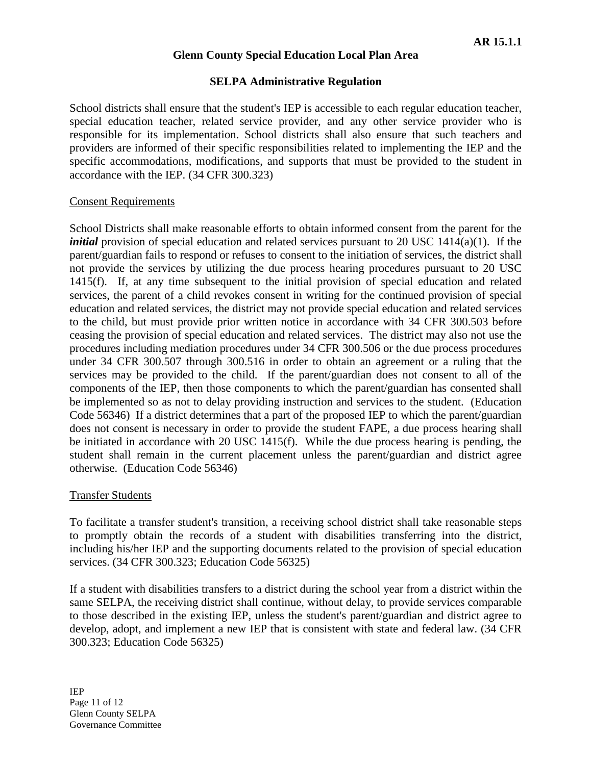School districts shall ensure that the student's IEP is accessible to each regular education teacher, special education teacher, related service provider, and any other service provider who is responsible for its implementation. School districts shall also ensure that such teachers and providers are informed of their specific responsibilities related to implementing the IEP and the specific accommodations, modifications, and supports that must be provided to the student in accordance with the IEP. (34 CFR 300.323)

Consent Requirements

School Districts shall make reasonable efforts to obtain informed consent from the parent for the ***initial*** provision of special education and related services pursuant to 20 USC 1414(a)(1). If the parent/guardian fails to respond or refuses to consent to the initiation of services, the district shall not provide the services by utilizing the due process hearing procedures pursuant to 20 USC 1415(f). If, at any time subsequent to the initial provision of special education and related services, the parent of a child revokes consent in writing for the continued provision of special education and related services, the district may not provide special education and related services to the child, but must provide prior written notice in accordance with 34 CFR 300.503 before ceasing the provision of special education and related services. The district may also not use the procedures including mediation procedures under 34 CFR 300.506 or the due process procedures under 34 CFR 300.507 through 300.516 in order to obtain an agreement or a ruling that the services may be provided to the child. If the parent/guardian does not consent to all of the components of the IEP, then those components to which the parent/guardian has consented shall be implemented so as not to delay providing instruction and services to the student. (Education Code 56346) If a district determines that a part of the proposed IEP to which the parent/guardian does not consent is necessary in order to provide the student FAPE, a due process hearing shall be initiated in accordance with 20 USC 1415(f). While the due process hearing is pending, the student shall remain in the current placement unless the parent/guardian and district agree otherwise. (Education Code 56346)

Transfer Students

To facilitate a transfer student's transition, a receiving school district shall take reasonable steps to promptly obtain the records of a student with disabilities transferring into the district, including his/her IEP and the supporting documents related to the provision of special education services. (34 CFR 300.323; Education Code 56325)

If a student with disabilities transfers to a district during the school year from a district within the same SELPA, the receiving district shall continue, without delay, to provide services comparable to those described in the existing IEP, unless the student's parent/guardian and district agree to develop, adopt, and implement a new IEP that is consistent with state and federal law. (34 CFR 300.323; Education Code 56325)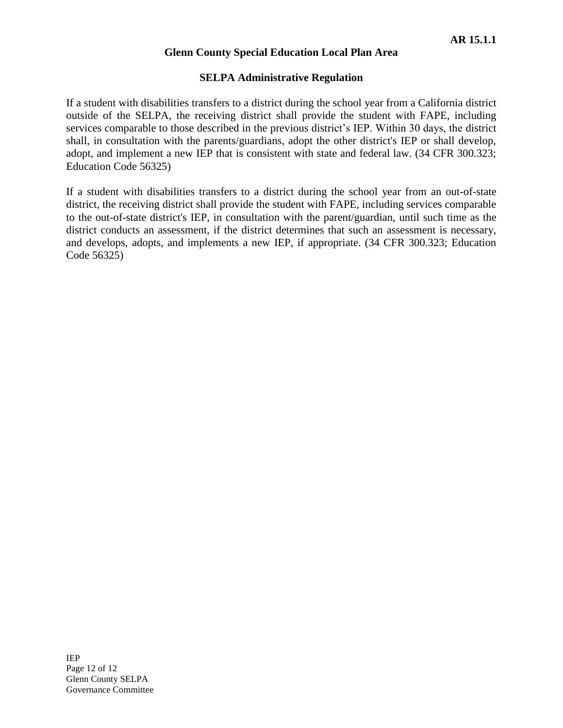**AR 15.1.1**

**Glenn County Special Education Local Plan Area**

**SELPA Administrative Regulation**

If a student with disabilities transfers to a district during the school year from a California district outside of the SELPA, the receiving district shall provide the student with FAPE, including services comparable to those described in the previous district's IEP. Within 30 days, the district shall, in consultation with the parents/guardians, adopt the other district's IEP or shall develop, adopt, and implement a new IEP that is consistent with state and federal law. (34 CFR 300.323; Education Code 56325)

If a student with disabilities transfers to a district during the school year from an out-of-state district, the receiving district shall provide the student with FAPE, including services comparable to the out-of-state district's IEP, in consultation with the parent/guardian, until such time as the district conducts an assessment, if the district determines that such an assessment is necessary, and develops, adopts, and implements a new IEP, if appropriate. (34 CFR 300.323; Education Code 56325)